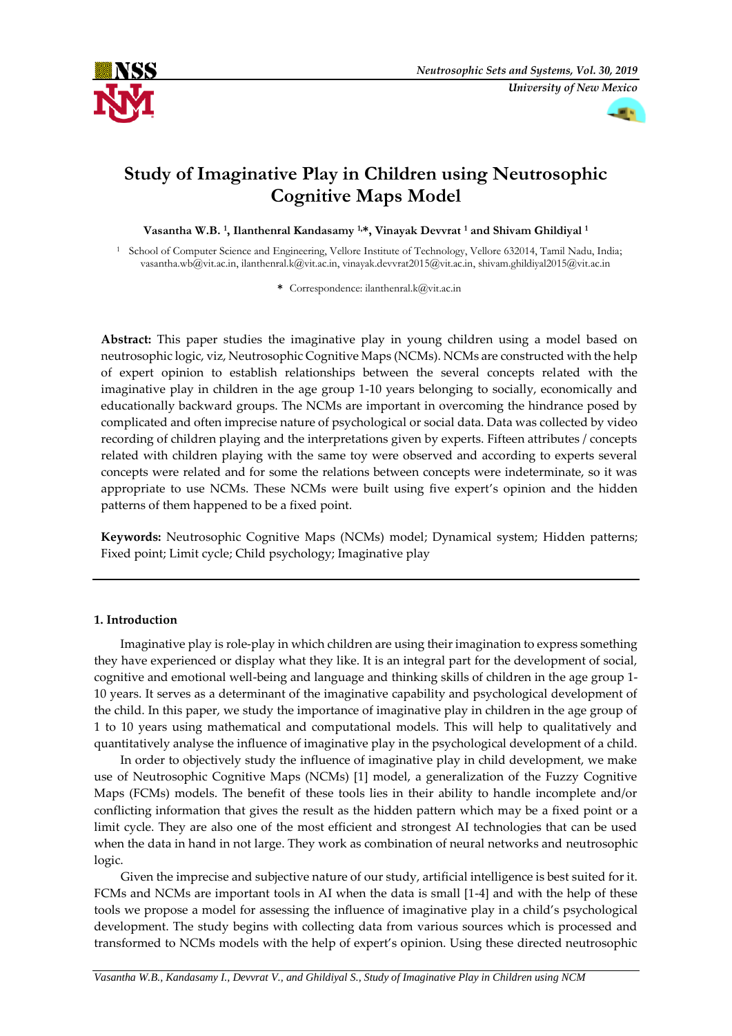# Study of Imaginative Play in Children using Neutrosophic Cognitive Maps Model

**Vasantha W.B.** [1], **Ilanthenral Kandasamy** [1,*], **Vinayak Devvrat** [1] **and Shivam Ghildiyal** [1]

[1] School of Computer Science and Engineering, Vellore Institute of Technology, Vellore 632014, Tamil Nadu, India; vasantha.wb@vit.ac.in, ilanthenral.k@vit.ac.in, vinayak.devvrat2015@vit.ac.in, shivam.ghildiyal2015@vit.ac.in

\* Correspondence: ilanthenral.k@vit.ac.in

**Abstract:** This paper studies the imaginative play in young children using a model based on neutrosophic logic, viz, Neutrosophic Cognitive Maps (NCMs). NCMs are constructed with the help of expert opinion to establish relationships between the several concepts related with the imaginative play in children in the age group 1-10 years belonging to socially, economically and educationally backward groups. The NCMs are important in overcoming the hindrance posed by complicated and often imprecise nature of psychological or social data. Data was collected by video recording of children playing and the interpretations given by experts. Fifteen attributes / concepts related with children playing with the same toy were observed and according to experts several concepts were related and for some the relations between concepts were indeterminate, so it was appropriate to use NCMs. These NCMs were built using five expert's opinion and the hidden patterns of them happened to be a fixed point.

**Keywords:** Neutrosophic Cognitive Maps (NCMs) model; Dynamical system; Hidden patterns; Fixed point; Limit cycle; Child psychology; Imaginative play

## 1. Introduction

Imaginative play is role-play in which children are using their imagination to express something they have experienced or display what they like. It is an integral part for the development of social, cognitive and emotional well-being and language and thinking skills of children in the age group 1-10 years. It serves as a determinant of the imaginative capability and psychological development of the child. In this paper, we study the importance of imaginative play in children in the age group of 1 to 10 years using mathematical and computational models. This will help to qualitatively and quantitatively analyse the influence of imaginative play in the psychological development of a child.

In order to objectively study the influence of imaginative play in child development, we make use of Neutrosophic Cognitive Maps (NCMs) [1] model, a generalization of the Fuzzy Cognitive Maps (FCMs) models. The benefit of these tools lies in their ability to handle incomplete and/or conflicting information that gives the result as the hidden pattern which may be a fixed point or a limit cycle. They are also one of the most efficient and strongest AI technologies that can be used when the data in hand in not large. They work as combination of neural networks and neutrosophic logic.

Given the imprecise and subjective nature of our study, artificial intelligence is best suited for it. FCMs and NCMs are important tools in AI when the data is small [1-4] and with the help of these tools we propose a model for assessing the influence of imaginative play in a child's psychological development. The study begins with collecting data from various sources which is processed and transformed to NCMs models with the help of expert's opinion. Using these directed neutrosophic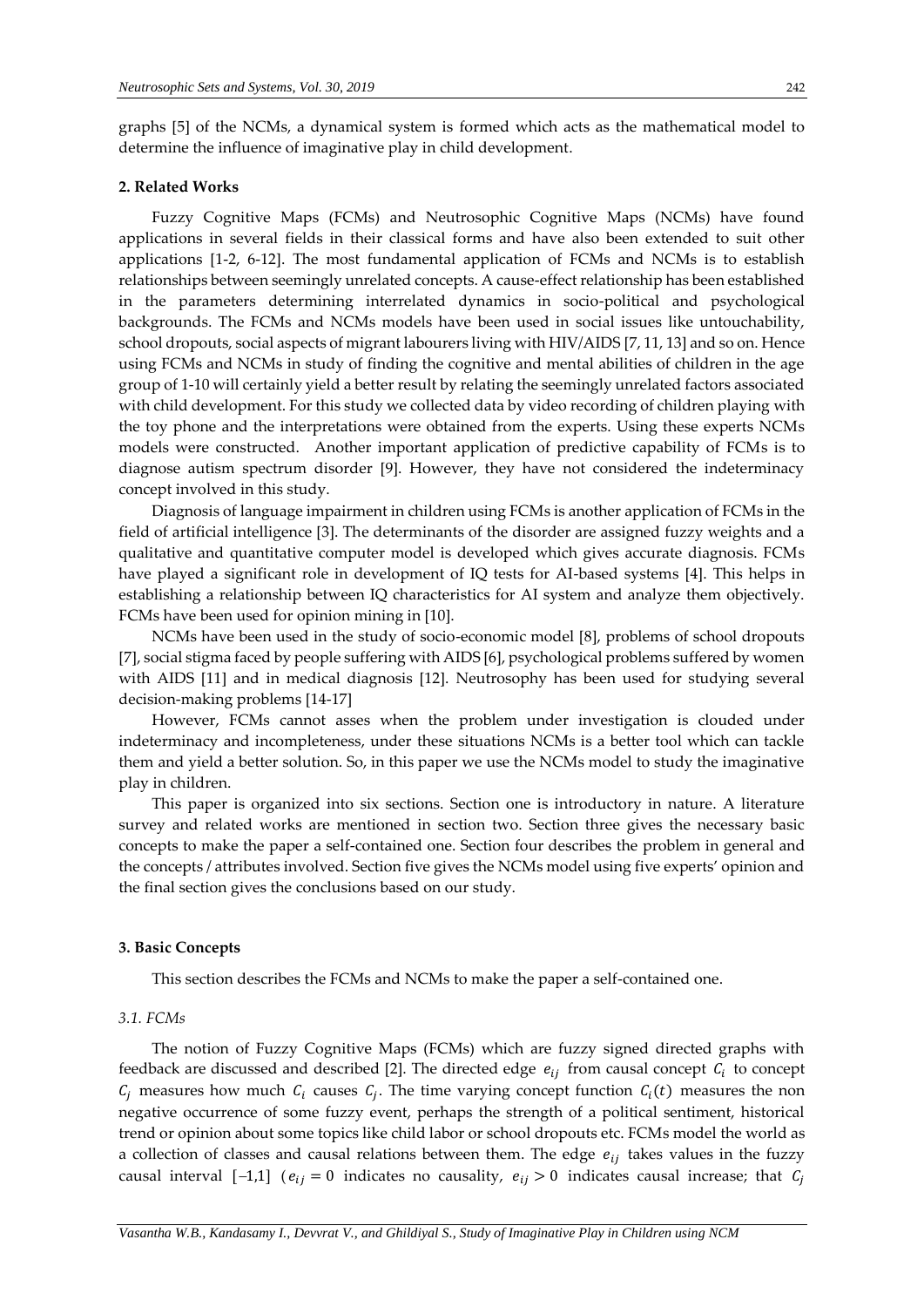graphs [5] of the NCMs, a dynamical system is formed which acts as the mathematical model to determine the influence of imaginative play in child development.

## 2. Related Works

Fuzzy Cognitive Maps (FCMs) and Neutrosophic Cognitive Maps (NCMs) have found applications in several fields in their classical forms and have also been extended to suit other applications [1-2, 6-12]. The most fundamental application of FCMs and NCMs is to establish relationships between seemingly unrelated concepts. A cause-effect relationship has been established in the parameters determining interrelated dynamics in socio-political and psychological backgrounds. The FCMs and NCMs models have been used in social issues like untouchability, school dropouts, social aspects of migrant labourers living with HIV/AIDS [7, 11, 13] and so on. Hence using FCMs and NCMs in study of finding the cognitive and mental abilities of children in the age group of 1-10 will certainly yield a better result by relating the seemingly unrelated factors associated with child development. For this study we collected data by video recording of children playing with the toy phone and the interpretations were obtained from the experts. Using these experts NCMs models were constructed. Another important application of predictive capability of FCMs is to diagnose autism spectrum disorder [9]. However, they have not considered the indeterminacy concept involved in this study.

Diagnosis of language impairment in children using FCMs is another application of FCMs in the field of artificial intelligence [3]. The determinants of the disorder are assigned fuzzy weights and a qualitative and quantitative computer model is developed which gives accurate diagnosis. FCMs have played a significant role in development of IQ tests for AI-based systems [4]. This helps in establishing a relationship between IQ characteristics for AI system and analyze them objectively. FCMs have been used for opinion mining in [10].

NCMs have been used in the study of socio-economic model [8], problems of school dropouts [7], social stigma faced by people suffering with AIDS [6], psychological problems suffered by women with AIDS [11] and in medical diagnosis [12]. Neutrosophy has been used for studying several decision-making problems [14-17]

However, FCMs cannot asses when the problem under investigation is clouded under indeterminacy and incompleteness, under these situations NCMs is a better tool which can tackle them and yield a better solution. So, in this paper we use the NCMs model to study the imaginative play in children.

This paper is organized into six sections. Section one is introductory in nature. A literature survey and related works are mentioned in section two. Section three gives the necessary basic concepts to make the paper a self-contained one. Section four describes the problem in general and the concepts / attributes involved. Section five gives the NCMs model using five experts' opinion and the final section gives the conclusions based on our study.

## 3. Basic Concepts

This section describes the FCMs and NCMs to make the paper a self-contained one.

### *3.1. FCMs*

The notion of Fuzzy Cognitive Maps (FCMs) which are fuzzy signed directed graphs with feedback are discussed and described [2]. The directed edge $e_{ij}$ from causal concept $C_i$ to concept $C_j$ measures how much $C_i$ causes $C_j$. The time varying concept function $C_i(t)$ measures the non negative occurrence of some fuzzy event, perhaps the strength of a political sentiment, historical trend or opinion about some topics like child labor or school dropouts etc. FCMs model the world as a collection of classes and causal relations between them. The edge $e_{ij}$ takes values in the fuzzy causal interval $[-1,1]$ ($e_{ij} = 0$ indicates no causality, $e_{ij} > 0$ indicates causal increase; that $C_j$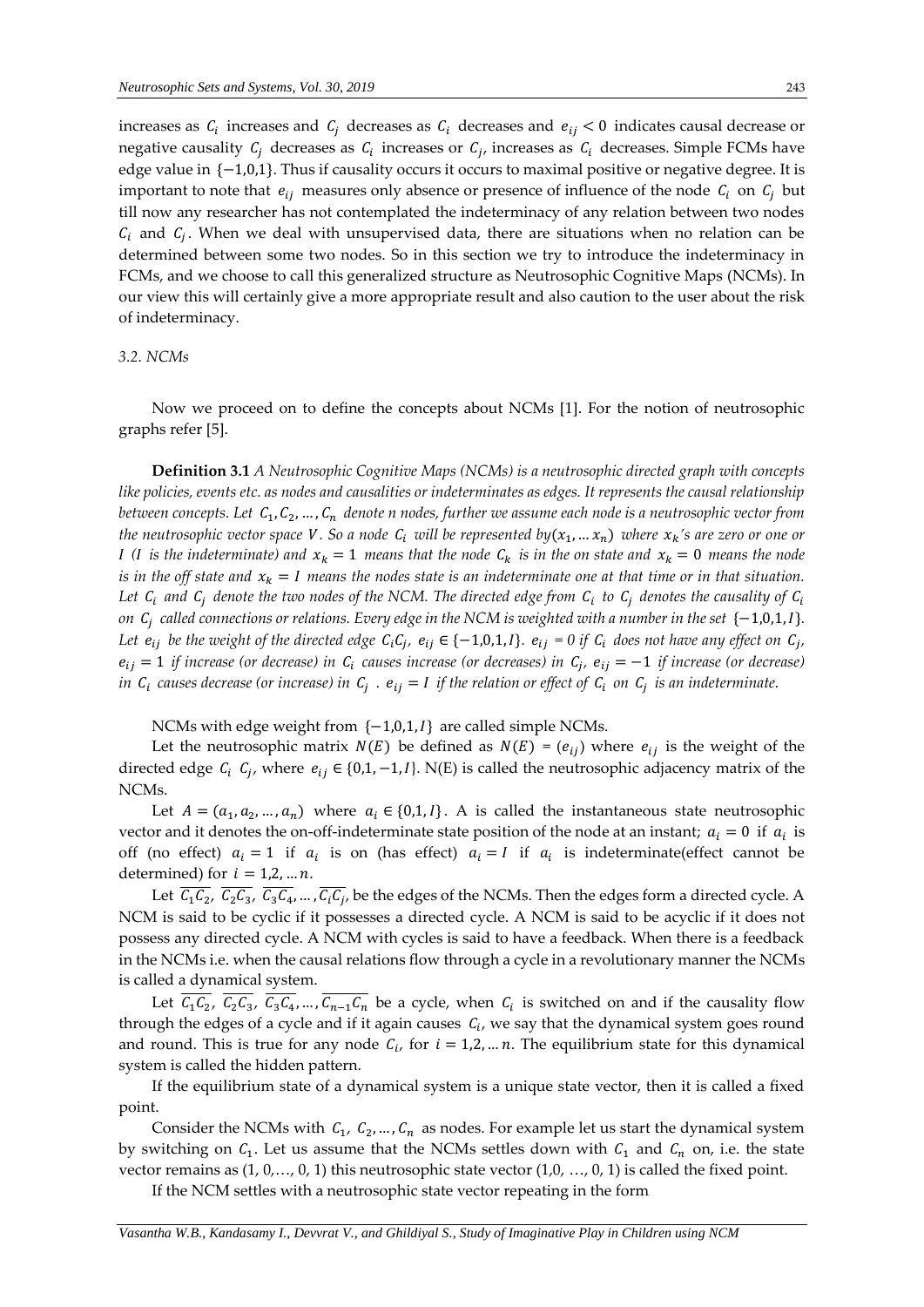increases as $C_i$ increases and $C_j$ decreases as $C_i$ decreases and $e_{ij} < 0$ indicates causal decrease or negative causality $C_j$ decreases as $C_i$ increases or $C_j$, increases as $C_i$ decreases. Simple FCMs have edge value in $\{-1,0,1\}$. Thus if causality occurs it occurs to maximal positive or negative degree. It is important to note that $e_{ij}$ measures only absence or presence of influence of the node $C_i$ on $C_j$ but till now any researcher has not contemplated the indeterminacy of any relation between two nodes $C_i$ and $C_j$. When we deal with unsupervised data, there are situations when no relation can be determined between some two nodes. So in this section we try to introduce the indeterminacy in FCMs, and we choose to call this generalized structure as Neutrosophic Cognitive Maps (NCMs). In our view this will certainly give a more appropriate result and also caution to the user about the risk of indeterminacy.

### *3.2. NCMs*

Now we proceed on to define the concepts about NCMs [1]. For the notion of neutrosophic graphs refer [5].

**Definition 3.1** *A Neutrosophic Cognitive Maps (NCMs) is a neutrosophic directed graph with concepts like policies, events etc. as nodes and causalities or indeterminates as edges. It represents the causal relationship between concepts. Let $C_1, C_2, \dots, C_n$ denote n nodes, further we assume each node is a neutrosophic vector from the neutrosophic vector space $V$. So a node $C_i$ will be represented by $(x_1, \dots x_n)$ where $x_k$'s are zero or one or I (I is the indeterminate) and $x_k = 1$ means that the node $C_k$ is in the on state and $x_k = 0$ means the node is in the off state and $x_k = I$ means the nodes state is an indeterminate one at that time or in that situation. Let $C_i$ and $C_j$ denote the two nodes of the NCM. The directed edge from $C_i$ to $C_j$ denotes the causality of $C_i$ on $C_j$ called connections or relations. Every edge in the NCM is weighted with a number in the set $\{-1,0,1,I\}$. Let $e_{ij}$ be the weight of the directed edge $C_iC_j$, $e_{ij} \in \{-1,0,1,I\}$. $e_{ij} = 0$ if $C_i$ does not have any effect on $C_j$, $e_{ij} = 1$ if increase (or decrease) in $C_i$ causes increase (or decreases) in $C_j$, $e_{ij} = -1$ if increase (or decrease) in $C_i$ causes decrease (or increase) in $C_j$ . $e_{ij} = I$ if the relation or effect of $C_i$ on $C_j$ is an indeterminate.*

NCMs with edge weight from $\{-1,0,1,I\}$ are called simple NCMs.

Let the neutrosophic matrix $N(E)$ be defined as $N(E) = (e_{ij})$ where $e_{ij}$ is the weight of the directed edge $C_i\ C_j$, where $e_{ij} \in \{0,1,-1,I\}$. N(E) is called the neutrosophic adjacency matrix of the NCMs.

Let $A = (a_1, a_2, \dots, a_n)$ where $a_i \in \{0,1,I\}$. A is called the instantaneous state neutrosophic vector and it denotes the on-off-indeterminate state position of the node at an instant; $a_i = 0$ if $a_i$ is off (no effect) $a_i = 1$ if $a_i$ is on (has effect) $a_i = I$ if $a_i$ is indeterminate(effect cannot be determined) for $i = 1,2, \dots n$.

Let $\overline{C_1C_2}$, $\overline{C_2C_3}$, $\overline{C_3C_4}, \dots, \overline{C_iC_j}$, be the edges of the NCMs. Then the edges form a directed cycle. A NCM is said to be cyclic if it possesses a directed cycle. A NCM is said to be acyclic if it does not possess any directed cycle. A NCM with cycles is said to have a feedback. When there is a feedback in the NCMs i.e. when the causal relations flow through a cycle in a revolutionary manner the NCMs is called a dynamical system.

Let $\overline{C_1C_2}$, $\overline{C_2C_3}$, $\overline{C_3C_4}, \dots, \overline{C_{n-1}C_n}$ be a cycle, when $C_i$ is switched on and if the causality flow through the edges of a cycle and if it again causes $C_i$, we say that the dynamical system goes round and round. This is true for any node $C_i$, for $i = 1,2, \dots n$. The equilibrium state for this dynamical system is called the hidden pattern.

If the equilibrium state of a dynamical system is a unique state vector, then it is called a fixed point.

Consider the NCMs with $C_1$, $C_2, \dots, C_n$ as nodes. For example let us start the dynamical system by switching on $C_1$. Let us assume that the NCMs settles down with $C_1$ and $C_n$ on, i.e. the state vector remains as (1, 0,…, 0, 1) this neutrosophic state vector (1,0, …, 0, 1) is called the fixed point.

If the NCM settles with a neutrosophic state vector repeating in the form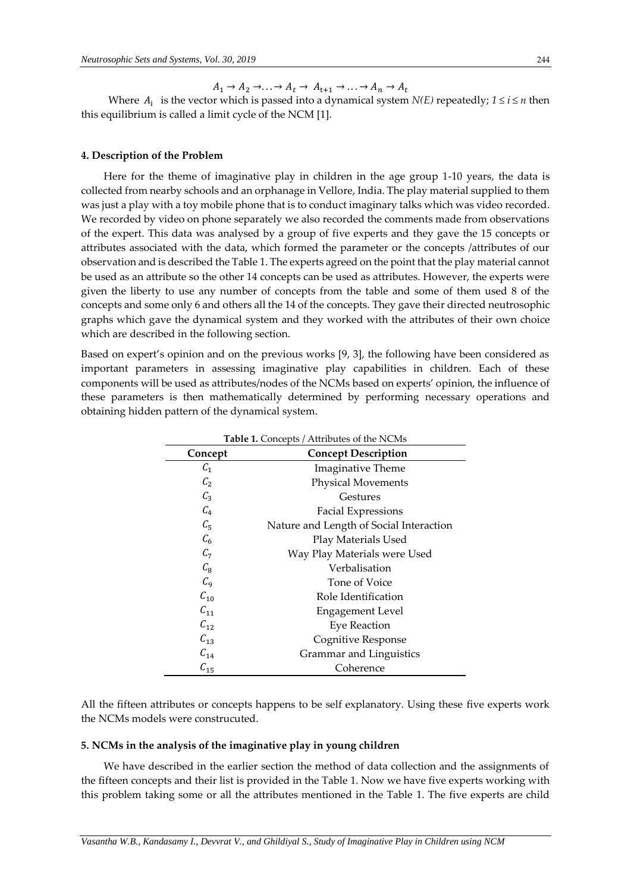$$A_1 \to A_2 \to \ldots \to A_t \to A_{t+1} \to \ldots \to A_n \to A_t$$

Where $A_i$ is the vector which is passed into a dynamical system $N(E)$ repeatedly; $1 \leq i \leq n$ then this equilibrium is called a limit cycle of the NCM [1].

#### 4. Description of the Problem

Here for the theme of imaginative play in children in the age group 1-10 years, the data is collected from nearby schools and an orphanage in Vellore, India. The play material supplied to them was just a play with a toy mobile phone that is to conduct imaginary talks which was video recorded. We recorded by video on phone separately we also recorded the comments made from observations of the expert. This data was analysed by a group of five experts and they gave the 15 concepts or attributes associated with the data, which formed the parameter or the concepts /attributes of our observation and is described the Table 1. The experts agreed on the point that the play material cannot be used as an attribute so the other 14 concepts can be used as attributes. However, the experts were given the liberty to use any number of concepts from the table and some of them used 8 of the concepts and some only 6 and others all the 14 of the concepts. They gave their directed neutrosophic graphs which gave the dynamical system and they worked with the attributes of their own choice which are described in the following section.

Based on expert's opinion and on the previous works [9, 3], the following have been considered as important parameters in assessing imaginative play capabilities in children. Each of these components will be used as attributes/nodes of the NCMs based on experts' opinion, the influence of these parameters is then mathematically determined by performing necessary operations and obtaining hidden pattern of the dynamical system.

**Table 1.** Concepts / Attributes of the NCMs

| Concept | Concept Description |
|---|---|
| $C_1$ | Imaginative Theme |
| $C_2$ | Physical Movements |
| $C_3$ | Gestures |
| $C_4$ | Facial Expressions |
| $C_5$ | Nature and Length of Social Interaction |
| $C_6$ | Play Materials Used |
| $C_7$ | Way Play Materials were Used |
| $C_8$ | Verbalisation |
| $C_9$ | Tone of Voice |
| $C_{10}$ | Role Identification |
| $C_{11}$ | Engagement Level |
| $C_{12}$ | Eye Reaction |
| $C_{13}$ | Cognitive Response |
| $C_{14}$ | Grammar and Linguistics |
| $C_{15}$ | Coherence |

All the fifteen attributes or concepts happens to be self explanatory. Using these five experts work the NCMs models were construcuted.

#### 5. NCMs in the analysis of the imaginative play in young children

We have described in the earlier section the method of data collection and the assignments of the fifteen concepts and their list is provided in the Table 1. Now we have five experts working with this problem taking some or all the attributes mentioned in the Table 1. The five experts are child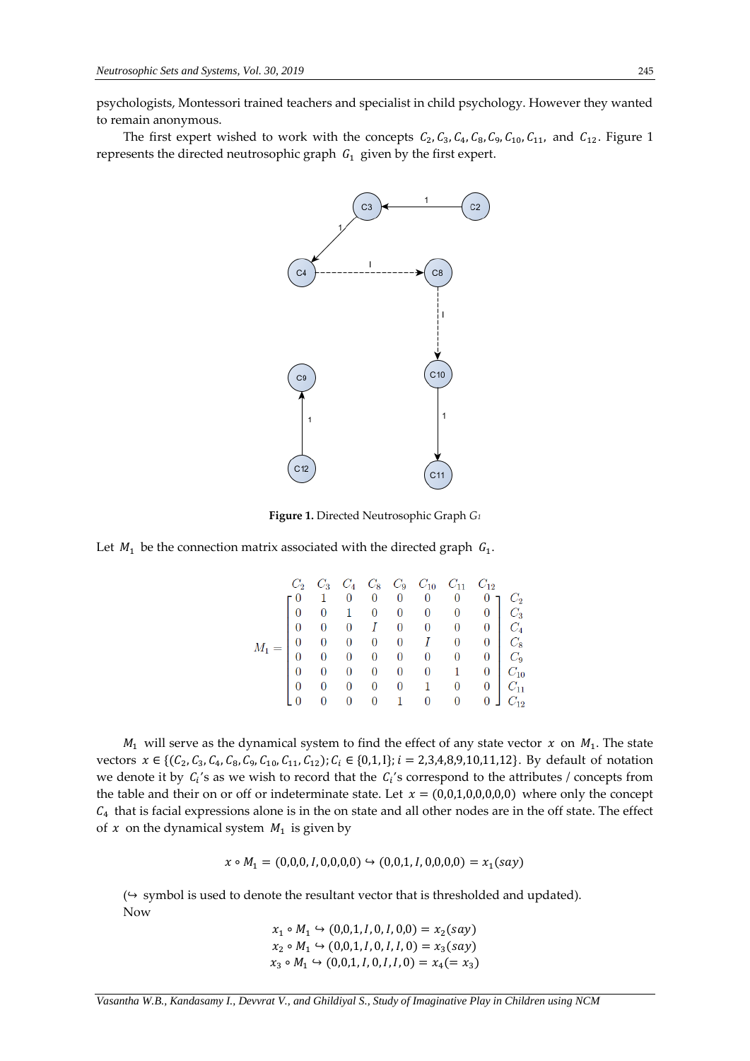psychologists, Montessori trained teachers and specialist in child psychology. However they wanted to remain anonymous.

The first expert wished to work with the concepts $C_2, C_3, C_4, C_8, C_9, C_{10}, C_{11}$, and $C_{12}$. Figure 1 represents the directed neutrosophic graph $G_1$ given by the first expert.

**Figure 1.** Directed Neutrosophic Graph $G_1$

Let $M_1$ be the connection matrix associated with the directed graph $G_1$.

$$M_1 = \begin{array}{c} \\ C_2 \\ C_3 \\ C_4 \\ C_8 \\ C_9 \\ C_{10} \\ C_{11} \\ C_{12} \end{array} \begin{array}{c} \begin{array}{cccccccc} C_2 & C_3 & C_4 & C_8 & C_9 & C_{10} & C_{11} & C_{12} \end{array} \\ \begin{bmatrix} 0 & 1 & 0 & 0 & 0 & 0 & 0 & 0 \\ 0 & 0 & 1 & 0 & 0 & 0 & 0 & 0 \\ 0 & 0 & 0 & I & 0 & 0 & 0 & 0 \\ 0 & 0 & 0 & 0 & 0 & I & 0 & 0 \\ 0 & 0 & 0 & 0 & 0 & 0 & 0 & 0 \\ 0 & 0 & 0 & 0 & 0 & 0 & 1 & 0 \\ 0 & 0 & 0 & 0 & 0 & 1 & 0 & 0 \\ 0 & 0 & 0 & 0 & 1 & 0 & 0 & 0 \end{bmatrix} \end{array}$$

$M_1$ will serve as the dynamical system to find the effect of any state vector $x$ on $M_1$. The state vectors $x \in \{(C_2, C_3, C_4, C_8, C_9, C_{10}, C_{11}, C_{12}); C_i \in \{0,1,I\}; i = 2,3,4,8,9,10,11,12\}$. By default of notation we denote it by $C_i$'s as we wish to record that the $C_i$'s correspond to the attributes / concepts from the table and their on or off or indeterminate state. Let $x = (0,0,1,0,0,0,0,0)$ where only the concept $C_4$ that is facial expressions alone is in the on state and all other nodes are in the off state. The effect of $x$ on the dynamical system $M_1$ is given by

$$x \circ M_1 = (0,0,0,I,0,0,0,0) \hookrightarrow (0,0,1,I,0,0,0,0) = x_1(say)$$

($\hookrightarrow$ symbol is used to denote the resultant vector that is thresholded and updated).

Now

$$x_1 \circ M_1 \hookrightarrow (0,0,1,I,0,I,0,0) = x_2(say)$$
$$x_2 \circ M_1 \hookrightarrow (0,0,1,I,0,I,I,0) = x_3(say)$$
$$x_3 \circ M_1 \hookrightarrow (0,0,1,I,0,I,I,0) = x_4(= x_3)$$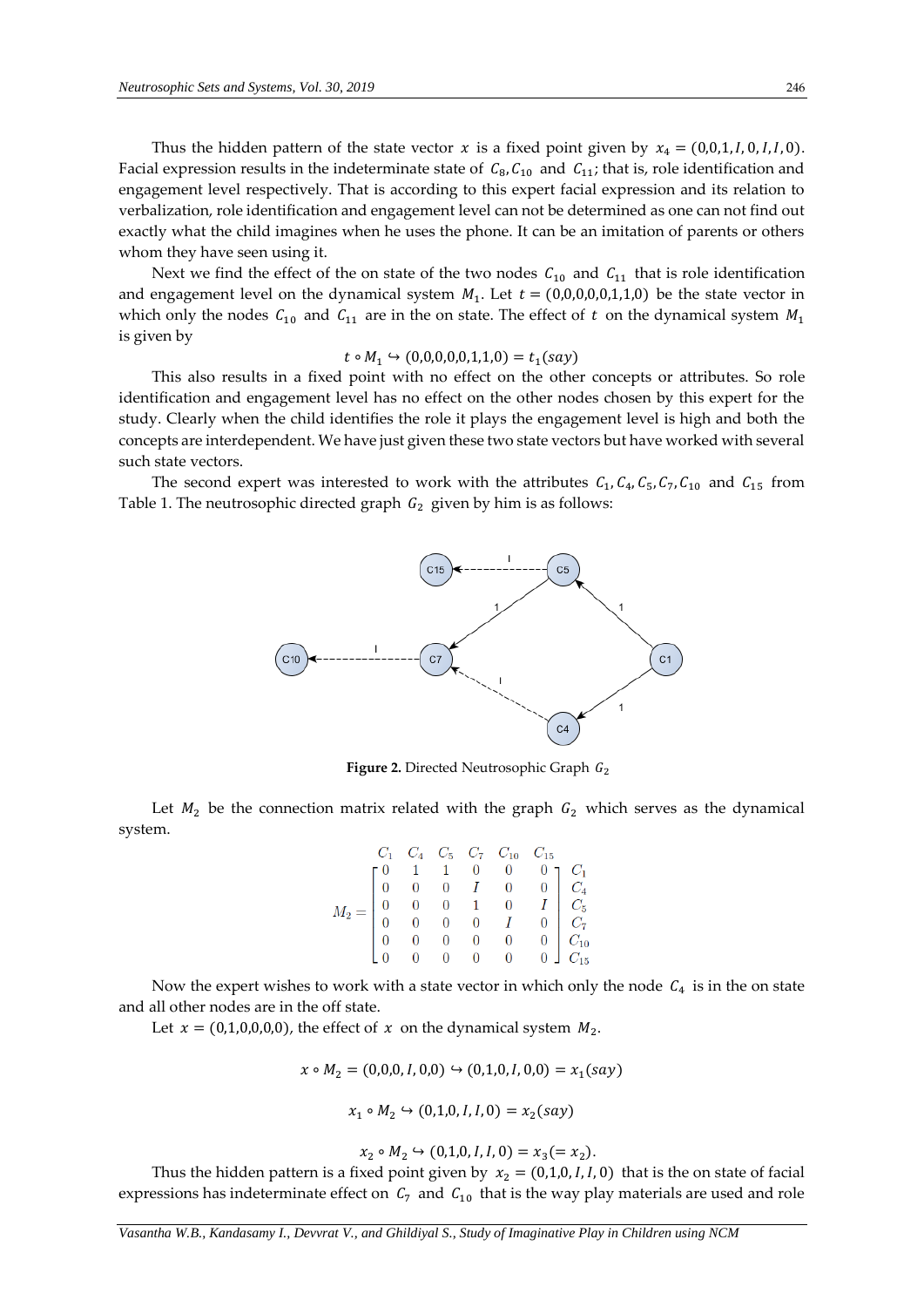Thus the hidden pattern of the state vector $x$ is a fixed point given by $x_4 = (0,0,1,I,0,I,I,0)$. Facial expression results in the indeterminate state of $C_8, C_{10}$ and $C_{11}$; that is, role identification and engagement level respectively. That is according to this expert facial expression and its relation to verbalization, role identification and engagement level can not be determined as one can not find out exactly what the child imagines when he uses the phone. It can be an imitation of parents or others whom they have seen using it.

Next we find the effect of the on state of the two nodes $C_{10}$ and $C_{11}$ that is role identification and engagement level on the dynamical system $M_1$. Let $t = (0,0,0,0,0,1,1,0)$ be the state vector in which only the nodes $C_{10}$ and $C_{11}$ are in the on state. The effect of $t$ on the dynamical system $M_1$ is given by

$$t \circ M_1 \hookrightarrow (0,0,0,0,0,1,1,0) = t_1(say)$$

This also results in a fixed point with no effect on the other concepts or attributes. So role identification and engagement level has no effect on the other nodes chosen by this expert for the study. Clearly when the child identifies the role it plays the engagement level is high and both the concepts are interdependent. We have just given these two state vectors but have worked with several such state vectors.

The second expert was interested to work with the attributes $C_1, C_4, C_5, C_7, C_{10}$ and $C_{15}$ from Table 1. The neutrosophic directed graph $G_2$ given by him is as follows:

**Figure 2.** Directed Neutrosophic Graph $G_2$

Let $M_2$ be the connection matrix related with the graph $G_2$ which serves as the dynamical system.

$$M_2 = \begin{array}{c} \\ C_1 \\ C_4 \\ C_5 \\ C_7 \\ C_{10} \\ C_{15} \end{array} \begin{bmatrix} C_1 & C_4 & C_5 & C_7 & C_{10} & C_{15} \\ 0 & 1 & 1 & 0 & 0 & 0 \\ 0 & 0 & 0 & I & 0 & 0 \\ 0 & 0 & 0 & 1 & 0 & I \\ 0 & 0 & 0 & 0 & I & 0 \\ 0 & 0 & 0 & 0 & 0 & 0 \\ 0 & 0 & 0 & 0 & 0 & 0 \end{bmatrix}$$

Now the expert wishes to work with a state vector in which only the node $C_4$ is in the on state and all other nodes are in the off state.

Let $x = (0,1,0,0,0,0)$, the effect of $x$ on the dynamical system $M_2$.

$$x \circ M_2 = (0,0,0,I,0,0) \hookrightarrow (0,1,0,I,0,0) = x_1(say)$$

$$x_1 \circ M_2 \hookrightarrow (0,1,0,I,I,0) = x_2(say)$$

$$x_2 \circ M_2 \hookrightarrow (0,1,0,I,I,0) = x_3(= x_2).$$

Thus the hidden pattern is a fixed point given by $x_2 = (0,1,0,I,I,0)$ that is the on state of facial expressions has indeterminate effect on $C_7$ and $C_{10}$ that is the way play materials are used and role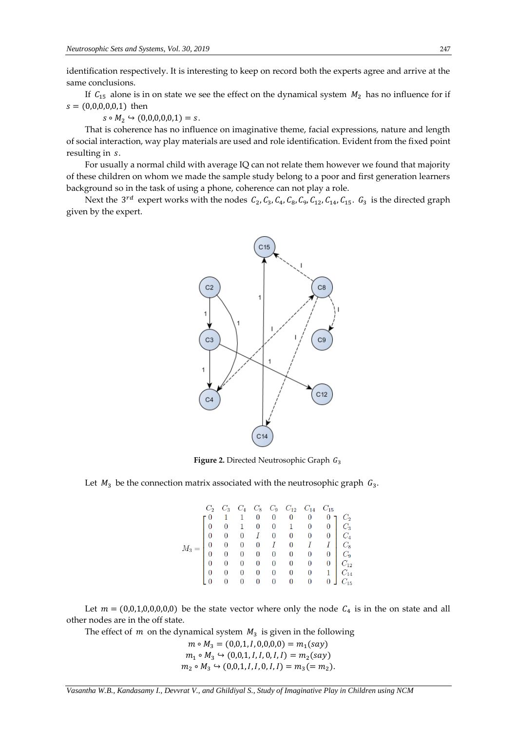identification respectively. It is interesting to keep on record both the experts agree and arrive at the same conclusions.

If $C_{15}$ alone is in on state we see the effect on the dynamical system $M_2$ has no influence for if $s = (0,0,0,0,0,1)$ then

$$s \circ M_2 \hookrightarrow (0,0,0,0,0,1) = s.$$

That is coherence has no influence on imaginative theme, facial expressions, nature and length of social interaction, way play materials are used and role identification. Evident from the fixed point resulting in $s$.

For usually a normal child with average IQ can not relate them however we found that majority of these children on whom we made the sample study belong to a poor and first generation learners background so in the task of using a phone, coherence can not play a role.

Next the $3^{rd}$ expert works with the nodes $C_2, C_3, C_4, C_8, C_9, C_{12}, C_{14}, C_{15}$. $G_3$ is the directed graph given by the expert.

**Figure 2.** Directed Neutrosophic Graph $G_3$

Let $M_3$ be the connection matrix associated with the neutrosophic graph $G_3$.

$$M_3 = \begin{bmatrix} 0 & 1 & 1 & 0 & 0 & 0 & 0 & 0 \\ 0 & 0 & 1 & 0 & 0 & 1 & 0 & 0 \\ 0 & 0 & 0 & I & 0 & 0 & 0 & 0 \\ 0 & 0 & 0 & 0 & I & 0 & I & I \\ 0 & 0 & 0 & 0 & 0 & 0 & 0 & 0 \\ 0 & 0 & 0 & 0 & 0 & 0 & 0 & 0 \\ 0 & 0 & 0 & 0 & 0 & 0 & 0 & 1 \\ 0 & 0 & 0 & 0 & 0 & 0 & 0 & 0 \end{bmatrix}$$

(Columns and rows ordered $C_2, C_3, C_4, C_8, C_9, C_{12}, C_{14}, C_{15}$.)

Let $m = (0,0,1,0,0,0,0,0)$ be the state vector where only the node $C_4$ is in the on state and all other nodes are in the off state.

The effect of $m$ on the dynamical system $M_3$ is given in the following

$$m \circ M_3 = (0,0,1,I,0,0,0,0) = m_1(say)$$
$$m_1 \circ M_3 \hookrightarrow (0,0,1,I,I,0,I,I) = m_2(say)$$
$$m_2 \circ M_3 \hookrightarrow (0,0,1,I,I,0,I,I) = m_3 (= m_2).$$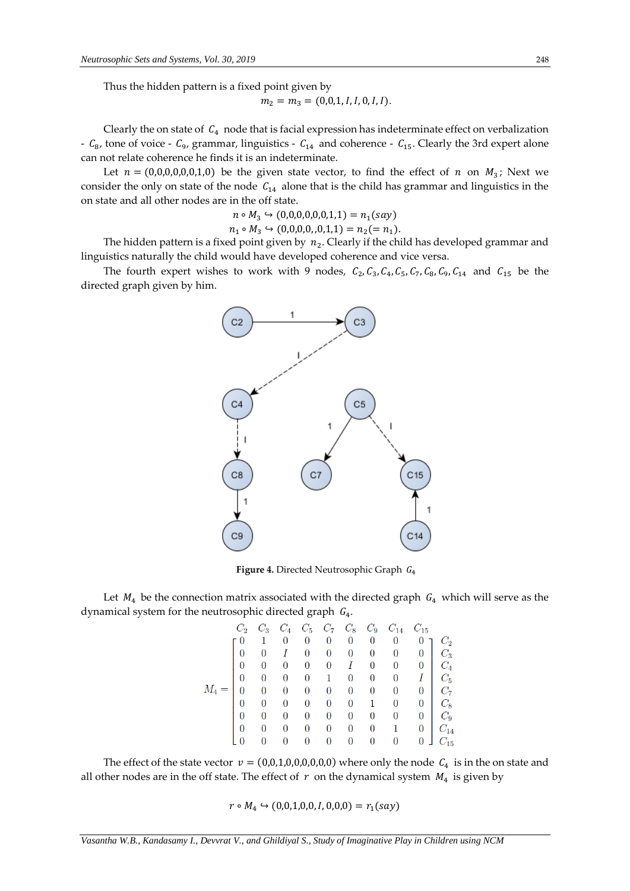Thus the hidden pattern is a fixed point given by

$$m_2 = m_3 = (0,0,1, I, I, 0, I, I).$$

Clearly the on state of $C_4$ node that is facial expression has indeterminate effect on verbalization - $C_8$, tone of voice - $C_9$, grammar, linguistics - $C_{14}$ and coherence - $C_{15}$. Clearly the 3rd expert alone can not relate coherence he finds it is an indeterminate.

Let $n = (0,0,0,0,0,0,1,0)$ be the given state vector, to find the effect of $n$ on $M_3$; Next we consider the only on state of the node $C_{14}$ alone that is the child has grammar and linguistics in the on state and all other nodes are in the off state.

$$n \circ M_3 \hookrightarrow (0,0,0,0,0,0,1,1) = n_1(say)$$

$$n_1 \circ M_3 \hookrightarrow (0,0,0,0,,0,1,1) = n_2(= n_1).$$

The hidden pattern is a fixed point given by $n_2$. Clearly if the child has developed grammar and linguistics naturally the child would have developed coherence and vice versa.

The fourth expert wishes to work with 9 nodes, $C_2, C_3, C_4, C_5, C_7, C_8, C_9, C_{14}$ and $C_{15}$ be the directed graph given by him.

**Figure 4.** Directed Neutrosophic Graph $G_4$

Let $M_4$ be the connection matrix associated with the directed graph $G_4$ which will serve as the dynamical system for the neutrosophic directed graph $G_4$.

$$M_4 = \begin{array}{c} \\ \end{array}
\begin{array}{c}
\begin{array}{ccccccccc} C_2 & C_3 & C_4 & C_5 & C_7 & C_8 & C_9 & C_{14} & C_{15} \end{array} \\
\left[\begin{array}{ccccccccc}
0 & 1 & 0 & 0 & 0 & 0 & 0 & 0 & 0 \\
0 & 0 & I & 0 & 0 & 0 & 0 & 0 & 0 \\
0 & 0 & 0 & 0 & 0 & I & 0 & 0 & 0 \\
0 & 0 & 0 & 0 & 1 & 0 & 0 & 0 & I \\
0 & 0 & 0 & 0 & 0 & 0 & 0 & 0 & 0 \\
0 & 0 & 0 & 0 & 0 & 0 & 1 & 0 & 0 \\
0 & 0 & 0 & 0 & 0 & 0 & 0 & 0 & 0 \\
0 & 0 & 0 & 0 & 0 & 0 & 0 & 1 & 0 \\
0 & 0 & 0 & 0 & 0 & 0 & 0 & 0 & 0
\end{array}\right]
\end{array}
\begin{array}{c} \\ C_2 \\ C_3 \\ C_4 \\ C_5 \\ C_7 \\ C_8 \\ C_9 \\ C_{14} \\ C_{15} \end{array}$$

The effect of the state vector $v = (0,0,1,0,0,0,0,0,0)$ where only the node $C_4$ is in the on state and all other nodes are in the off state. The effect of $r$ on the dynamical system $M_4$ is given by

$$r \circ M_4 \hookrightarrow (0,0,1,0,0, I, 0,0,0) = r_1(say)$$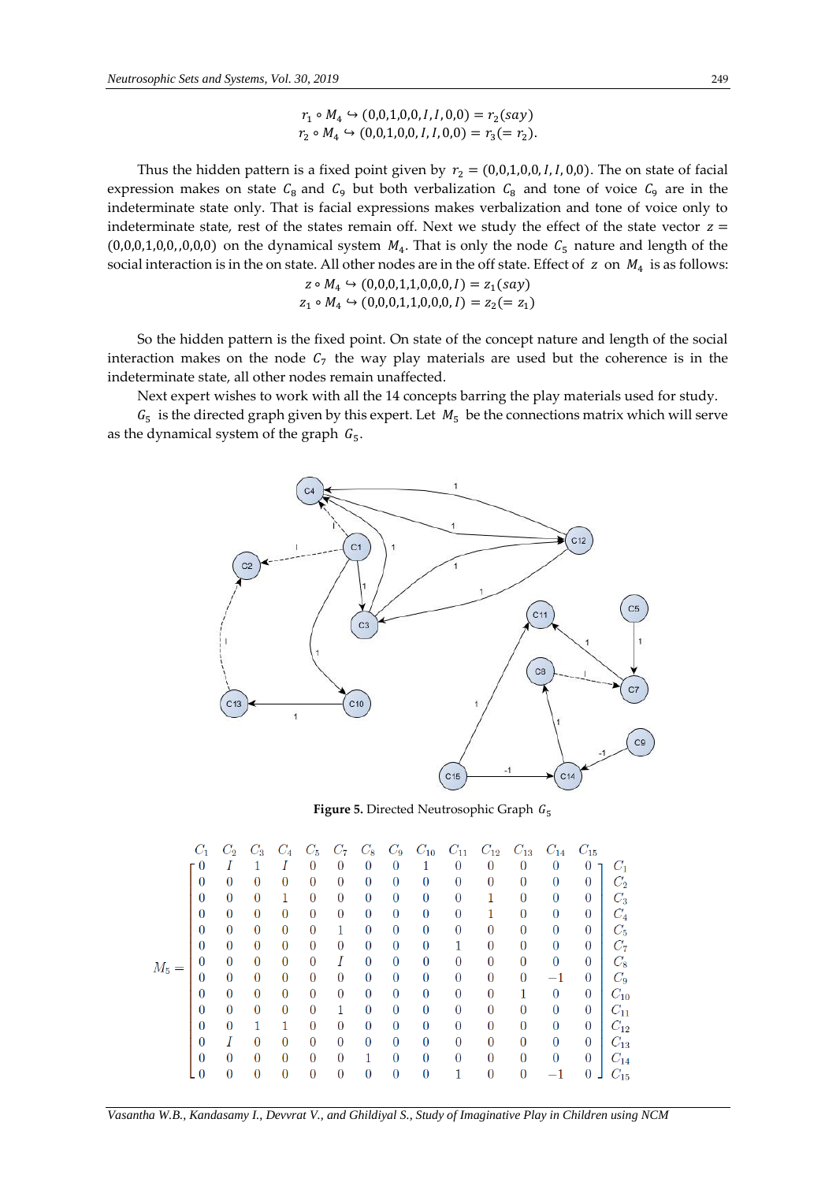$$r_1 \circ M_4 \hookrightarrow (0,0,1,0,0,I,I,0,0) = r_2(say)$$
$$r_2 \circ M_4 \hookrightarrow (0,0,1,0,0,I,I,0,0) = r_3(= r_2).$$

Thus the hidden pattern is a fixed point given by $r_2 = (0,0,1,0,0,I,I,0,0)$. The on state of facial expression makes on state $C_8$ and $C_9$ but both verbalization $C_8$ and tone of voice $C_9$ are in the indeterminate state only. That is facial expressions makes verbalization and tone of voice only to indeterminate state, rest of the states remain off. Next we study the effect of the state vector $z = (0,0,0,1,0,0,,0,0,0)$ on the dynamical system $M_4$. That is only the node $C_5$ nature and length of the social interaction is in the on state. All other nodes are in the off state. Effect of $z$ on $M_4$ is as follows:

$$z \circ M_4 \hookrightarrow (0,0,0,1,1,0,0,0,I) = z_1(say)$$
$$z_1 \circ M_4 \hookrightarrow (0,0,0,1,1,0,0,0,I) = z_2(= z_1)$$

So the hidden pattern is the fixed point. On state of the concept nature and length of the social interaction makes on the node $C_7$ the way play materials are used but the coherence is in the indeterminate state, all other nodes remain unaffected.

Next expert wishes to work with all the 14 concepts barring the play materials used for study.

$G_5$ is the directed graph given by this expert. Let $M_5$ be the connections matrix which will serve as the dynamical system of the graph $G_5$.

**Figure 5.** Directed Neutrosophic Graph $G_5$

$$M_5 = \begin{array}{c} \\ \end{array}\begin{bmatrix}
0 & I & 1 & I & 0 & 0 & 0 & 0 & 1 & 0 & 0 & 0 & 0 & 0 \\
0 & 0 & 0 & 0 & 0 & 0 & 0 & 0 & 0 & 0 & 0 & 0 & 0 & 0 \\
0 & 0 & 0 & 1 & 0 & 0 & 0 & 0 & 0 & 0 & 1 & 0 & 0 & 0 \\
0 & 0 & 0 & 0 & 0 & 0 & 0 & 0 & 0 & 0 & 1 & 0 & 0 & 0 \\
0 & 0 & 0 & 0 & 0 & 1 & 0 & 0 & 0 & 0 & 0 & 0 & 0 & 0 \\
0 & 0 & 0 & 0 & 0 & 0 & 0 & 0 & 0 & 1 & 0 & 0 & 0 & 0 \\
0 & 0 & 0 & 0 & 0 & I & 0 & 0 & 0 & 0 & 0 & 0 & 0 & 0 \\
0 & 0 & 0 & 0 & 0 & 0 & 0 & 0 & 0 & 0 & 0 & 0 & -1 & 0 \\
0 & 0 & 0 & 0 & 0 & 0 & 0 & 0 & 0 & 0 & 0 & 1 & 0 & 0 \\
0 & 0 & 0 & 0 & 0 & 1 & 0 & 0 & 0 & 0 & 0 & 0 & 0 & 0 \\
0 & 0 & 1 & 1 & 0 & 0 & 0 & 0 & 0 & 0 & 0 & 0 & 0 & 0 \\
0 & I & 0 & 0 & 0 & 0 & 0 & 0 & 0 & 0 & 0 & 0 & 0 & 0 \\
0 & 0 & 0 & 0 & 0 & 0 & 1 & 0 & 0 & 0 & 0 & 0 & 0 & 0 \\
0 & 0 & 0 & 0 & 0 & 0 & 0 & 0 & 0 & 1 & 0 & 0 & -1 & 0
\end{bmatrix}$$

Columns: $C_1, C_2, C_3, C_4, C_5, C_7, C_8, C_9, C_{10}, C_{11}, C_{12}, C_{13}, C_{14}, C_{15}$; Rows: $C_1, C_2, C_3, C_4, C_5, C_7, C_8, C_9, C_{10}, C_{11}, C_{12}, C_{13}, C_{14}, C_{15}$.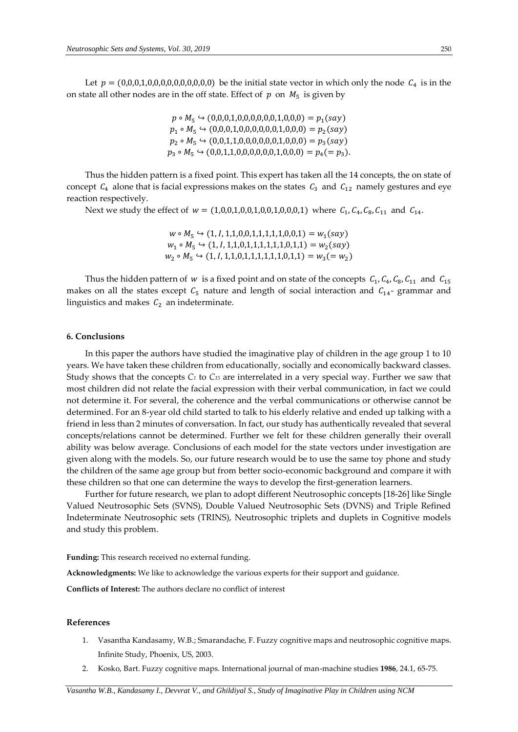Let $p = (0,0,0,1,0,0,0,0,0,0,0,0,0,0)$ be the initial state vector in which only the node $C_4$ is in the on state all other nodes are in the off state. Effect of $p$ on $M_5$ is given by

$$p \circ M_5 \hookrightarrow (0,0,0,1,0,0,0,0,0,0,0,1,0,0,0) = p_1(say)$$
$$p_1 \circ M_5 \hookrightarrow (0,0,0,1,0,0,0,0,0,0,0,1,0,0,0) = p_2(say)$$
$$p_2 \circ M_5 \hookrightarrow (0,0,1,1,0,0,0,0,0,0,0,1,0,0,0) = p_3(say)$$
$$p_3 \circ M_5 \hookrightarrow (0,0,1,1,0,0,0,0,0,0,0,1,0,0,0) = p_4(= p_3).$$

Thus the hidden pattern is a fixed point. This expert has taken all the 14 concepts, the on state of concept $C_4$ alone that is facial expressions makes on the states $C_3$ and $C_{12}$ namely gestures and eye reaction respectively.

Next we study the effect of $w = (1,0,0,1,0,0,1,0,0,1,0,0,0,1)$ where $C_1, C_4, C_8, C_{11}$ and $C_{14}$.

$$w \circ M_5 \hookrightarrow (1, I, 1,1,0,0,1,1,1,1,1,0,0,1) = w_1(say)$$
$$w_1 \circ M_5 \hookrightarrow (1, I, 1,1,0,1,1,1,1,1,1,0,1,1) = w_2(say)$$
$$w_2 \circ M_5 \hookrightarrow (1, I, 1,1,0,1,1,1,1,1,1,0,1,1) = w_3(= w_2)$$

Thus the hidden pattern of $w$ is a fixed point and on state of the concepts $C_1, C_4, C_8, C_{11}$ and $C_{15}$ makes on all the states except $C_5$ nature and length of social interaction and $C_{14}$- grammar and linguistics and makes $C_2$ an indeterminate.

**6. Conclusions**

In this paper the authors have studied the imaginative play of children in the age group 1 to 10 years. We have taken these children from educationally, socially and economically backward classes. Study shows that the concepts $C_1$ to $C_{15}$ are interrelated in a very special way. Further we saw that most children did not relate the facial expression with their verbal communication, in fact we could not determine it. For several, the coherence and the verbal communications or otherwise cannot be determined. For an 8-year old child started to talk to his elderly relative and ended up talking with a friend in less than 2 minutes of conversation. In fact, our study has authentically revealed that several concepts/relations cannot be determined. Further we felt for these children generally their overall ability was below average. Conclusions of each model for the state vectors under investigation are given along with the models. So, our future research would be to use the same toy phone and study the children of the same age group but from better socio-economic background and compare it with these children so that one can determine the ways to develop the first-generation learners.

Further for future research, we plan to adopt different Neutrosophic concepts [18-26] like Single Valued Neutrosophic Sets (SVNS), Double Valued Neutrosophic Sets (DVNS) and Triple Refined Indeterminate Neutrosophic sets (TRINS), Neutrosophic triplets and duplets in Cognitive models and study this problem.

**Funding:** This research received no external funding.

**Acknowledgments:** We like to acknowledge the various experts for their support and guidance.

**Conflicts of Interest:** The authors declare no conflict of interest

**References**

1. Vasantha Kandasamy, W.B.; Smarandache, F. Fuzzy cognitive maps and neutrosophic cognitive maps. Infinite Study, Phoenix, US, 2003.
2. Kosko, Bart. Fuzzy cognitive maps. International journal of man-machine studies **1986**, 24.1, 65-75.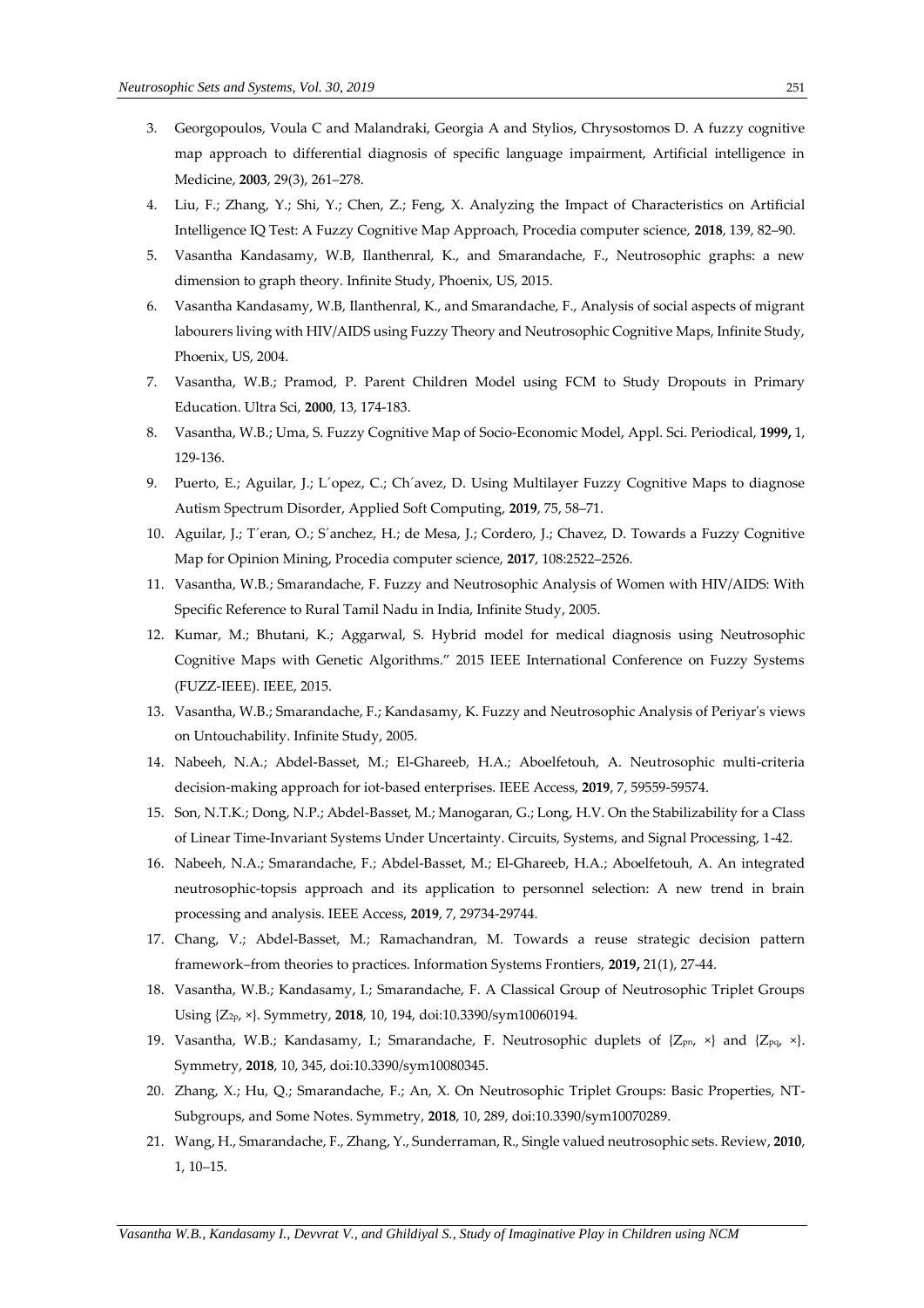3. Georgopoulos, Voula C and Malandraki, Georgia A and Stylios, Chrysostomos D. A fuzzy cognitive map approach to differential diagnosis of specific language impairment, Artificial intelligence in Medicine, **2003**, 29(3), 261–278.
4. Liu, F.; Zhang, Y.; Shi, Y.; Chen, Z.; Feng, X. Analyzing the Impact of Characteristics on Artificial Intelligence IQ Test: A Fuzzy Cognitive Map Approach, Procedia computer science, **2018**, 139, 82–90.
5. Vasantha Kandasamy, W.B, Ilanthenral, K., and Smarandache, F., Neutrosophic graphs: a new dimension to graph theory. Infinite Study, Phoenix, US, 2015.
6. Vasantha Kandasamy, W.B, Ilanthenral, K., and Smarandache, F., Analysis of social aspects of migrant labourers living with HIV/AIDS using Fuzzy Theory and Neutrosophic Cognitive Maps, Infinite Study, Phoenix, US, 2004.
7. Vasantha, W.B.; Pramod, P. Parent Children Model using FCM to Study Dropouts in Primary Education. Ultra Sci, **2000**, 13, 174-183.
8. Vasantha, W.B.; Uma, S. Fuzzy Cognitive Map of Socio-Economic Model, Appl. Sci. Periodical, **1999,** 1, 129-136.
9. Puerto, E.; Aguilar, J.; L´opez, C.; Ch´avez, D. Using Multilayer Fuzzy Cognitive Maps to diagnose Autism Spectrum Disorder, Applied Soft Computing, **2019**, 75, 58–71.
10. Aguilar, J.; T´eran, O.; S´anchez, H.; de Mesa, J.; Cordero, J.; Chavez, D. Towards a Fuzzy Cognitive Map for Opinion Mining, Procedia computer science, **2017**, 108:2522–2526.
11. Vasantha, W.B.; Smarandache, F. Fuzzy and Neutrosophic Analysis of Women with HIV/AIDS: With Specific Reference to Rural Tamil Nadu in India, Infinite Study, 2005.
12. Kumar, M.; Bhutani, K.; Aggarwal, S. Hybrid model for medical diagnosis using Neutrosophic Cognitive Maps with Genetic Algorithms." 2015 IEEE International Conference on Fuzzy Systems (FUZZ-IEEE). IEEE, 2015.
13. Vasantha, W.B.; Smarandache, F.; Kandasamy, K. Fuzzy and Neutrosophic Analysis of Periyar's views on Untouchability. Infinite Study, 2005.
14. Nabeeh, N.A.; Abdel-Basset, M.; El-Ghareeb, H.A.; Aboelfetouh, A. Neutrosophic multi-criteria decision-making approach for iot-based enterprises. IEEE Access, **2019**, 7, 59559-59574.
15. Son, N.T.K.; Dong, N.P.; Abdel-Basset, M.; Manogaran, G.; Long, H.V. On the Stabilizability for a Class of Linear Time-Invariant Systems Under Uncertainty. Circuits, Systems, and Signal Processing, 1-42.
16. Nabeeh, N.A.; Smarandache, F.; Abdel-Basset, M.; El-Ghareeb, H.A.; Aboelfetouh, A. An integrated neutrosophic-topsis approach and its application to personnel selection: A new trend in brain processing and analysis. IEEE Access, **2019**, 7, 29734-29744.
17. Chang, V.; Abdel-Basset, M.; Ramachandran, M. Towards a reuse strategic decision pattern framework–from theories to practices. Information Systems Frontiers, **2019,** 21(1), 27-44.
18. Vasantha, W.B.; Kandasamy, I.; Smarandache, F. A Classical Group of Neutrosophic Triplet Groups Using $\{Z_{2p}, \times\}$. Symmetry, **2018**, 10, 194, doi:10.3390/sym10060194.
19. Vasantha, W.B.; Kandasamy, I.; Smarandache, F. Neutrosophic duplets of $\{Z_{pn}, \times\}$ and $\{Z_{pq}, \times\}$. Symmetry, **2018**, 10, 345, doi:10.3390/sym10080345.
20. Zhang, X.; Hu, Q.; Smarandache, F.; An, X. On Neutrosophic Triplet Groups: Basic Properties, NT-Subgroups, and Some Notes. Symmetry, **2018**, 10, 289, doi:10.3390/sym10070289.
21. Wang, H., Smarandache, F., Zhang, Y., Sunderraman, R., Single valued neutrosophic sets. Review, **2010**, 1, 10–15.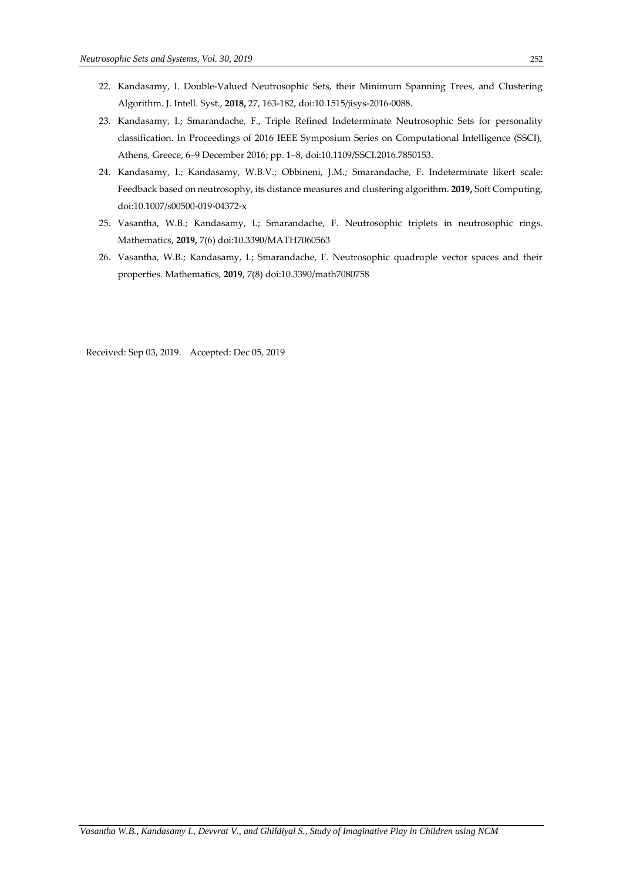22. Kandasamy, I. Double-Valued Neutrosophic Sets, their Minimum Spanning Trees, and Clustering Algorithm. J. Intell. Syst., **2018,** 27, 163-182, doi:10.1515/jisys-2016-0088.
23. Kandasamy, I.; Smarandache, F., Triple Refined Indeterminate Neutrosophic Sets for personality classification. In Proceedings of 2016 IEEE Symposium Series on Computational Intelligence (SSCI), Athens, Greece, 6–9 December 2016; pp. 1–8, doi:10.1109/SSCI.2016.7850153.
24. Kandasamy, I.; Kandasamy, W.B.V.; Obbineni, J.M.; Smarandache, F. Indeterminate likert scale: Feedback based on neutrosophy, its distance measures and clustering algorithm. **2019,** Soft Computing, doi:10.1007/s00500-019-04372-x
25. Vasantha, W.B.; Kandasamy, I.; Smarandache, F. Neutrosophic triplets in neutrosophic rings. Mathematics, **2019,** 7(6) doi:10.3390/MATH7060563
26. Vasantha, W.B.; Kandasamy, I.; Smarandache, F. Neutrosophic quadruple vector spaces and their properties. Mathematics, **2019**, 7(8) doi:10.3390/math7080758

Received: Sep 03, 2019. Accepted: Dec 05, 2019